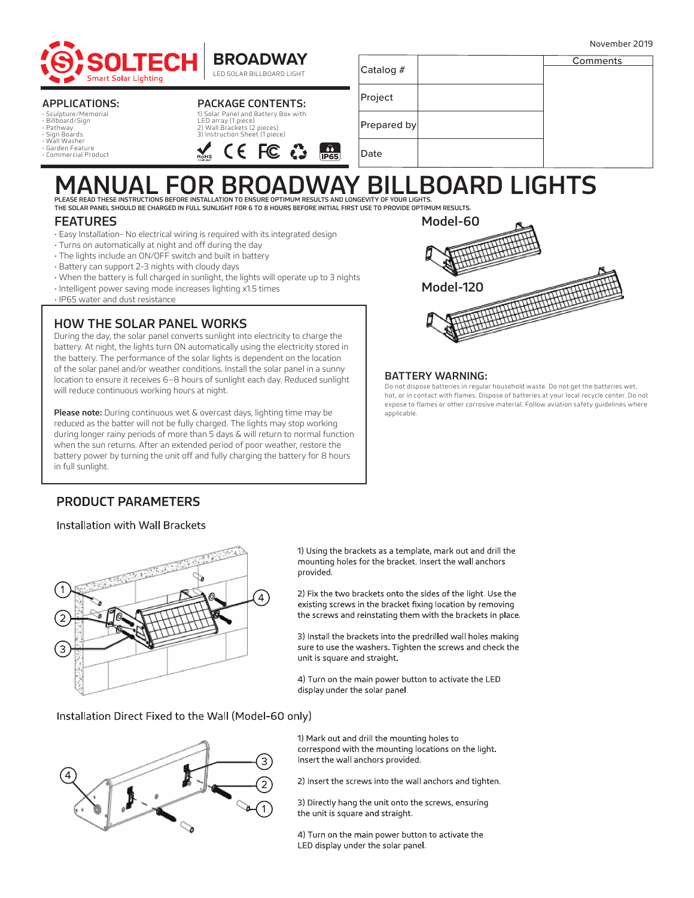November 2019

**SOLTECH** Smart Solar Lighting

**BROADWAY**
LED SOLAR BILLBOARD LIGHT

| Catalog # | | Comments |
|---|---|---|
| Project | | |
| Prepared by | | |
| Date | | |

## APPLICATIONS:

- Sculpture/Memorial
- Billboard/Sign
- Pathway
- Sign Boards
- Wall Washer
- Garden Feature
- Commercial Product

## PACKAGE CONTENTS:

1) Solar Panel and Battery Box with LED array (1 piece)
2) Wall Brackets (2 pieces)
3) Instruction Sheet (1 piece)

RoHS CE FC IP65

# MANUAL FOR BROADWAY BILLBOARD LIGHTS

PLEASE READ THESE INSTRUCTIONS BEFORE INSTALLATION TO ENSURE OPTIMUM RESULTS AND LONGEVITY OF YOUR LIGHTS.
THE SOLAR PANEL SHOULD BE CHARGED IN FULL SUNLIGHT FOR 6 TO 8 HOURS BEFORE INITIAL FIRST USE TO PROVIDE OPTIMUM RESULTS.

## FEATURES

- Easy Installation- No electrical wiring is required with its integrated design
- Turns on automatically at night and off during the day
- The lights include an ON/OFF switch and built in battery
- Battery can support 2-3 nights with cloudy days
- When the battery is full charged in sunlight, the lights will operate up to 3 nights
- Intelligent power saving mode increases lighting x1.5 times
- IP65 water and dust resistance

Model-60

Model-120

## HOW THE SOLAR PANEL WORKS

During the day, the solar panel converts sunlight into electricity to charge the battery. At night, the lights turn ON automatically using the electricity stored in the battery. The performance of the solar lights is dependent on the location of the solar panel and/or weather conditions. Install the solar panel in a sunny location to ensure it receives 6–8 hours of sunlight each day. Reduced sunlight will reduce continuous working hours at night.

**Please note:** During continuous wet & overcast days, lighting time may be reduced as the batter will not be fully charged. The lights may stop working during longer rainy periods of more than 5 days & will return to normal function when the sun returns. After an extended period of poor weather, restore the battery power by turning the unit off and fully charging the battery for 8 hours in full sunlight.

## BATTERY WARNING:

Do not dispose batteries in regular household waste. Do not get the batteries wet, hot, or in contact with flames. Dispose of batteries at your local recycle center. Do not expose to flames or other corrosive material. Follow aviation safety guidelines where applicable.

## PRODUCT PARAMETERS

### Installation with Wall Brackets

1) Using the brackets as a template, mark out and drill the mounting holes for the bracket. Insert the wall anchors provided.

2) Fix the two brackets onto the sides of the light. Use the existing screws in the bracket fixing location by removing the screws and reinstating them with the brackets in place.

3) Install the brackets into the predrilled wall holes making sure to use the washers. Tighten the screws and check the unit is square and straight.

4) Turn on the main power button to activate the LED display.under the solar panel.

### Installation Direct Fixed to the Wall (Model-60 only)

1) Mark out and drill the mounting holes to correspond with the mounting locations on the light. Insert the wall anchors provided.

2) Insert the screws into the wall anchors and tighten.

3) Directly hang the unit onto the screws, ensuring the unit is square and straight.

4) Turn on the main power button to activate the LED display under the solar panel.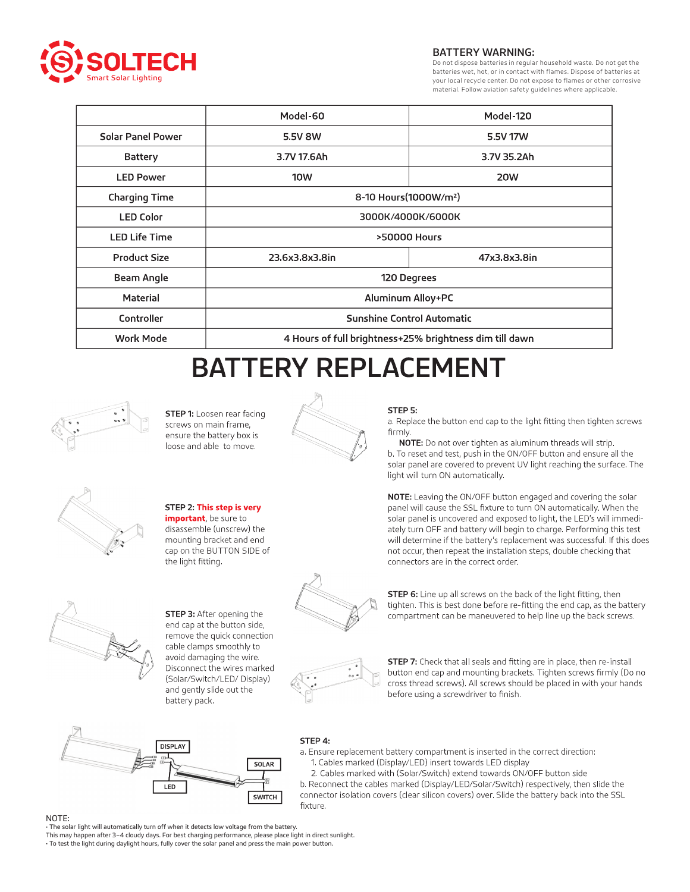SOLTECH
Smart Solar Lighting

## BATTERY WARNING:

Do not dispose batteries in regular household waste. Do not get the batteries wet, hot, or in contact with flames. Dispose of batteries at your local recycle center. Do not expose to flames or other corrosive material. Follow aviation safety guidelines where applicable.

| | Model-60 | Model-120 |
|---|---|---|
| Solar Panel Power | 5.5V 8W | 5.5V 17W |
| Battery | 3.7V 17.6Ah | 3.7V 35.2Ah |
| LED Power | 10W | 20W |
| Charging Time | 8-10 Hours(1000W/m²) | |
| LED Color | 3000K/4000K/6000K | |
| LED Life Time | >50000 Hours | |
| Product Size | 23.6x3.8x3.8in | 47x3.8x3.8in |
| Beam Angle | 120 Degrees | |
| Material | Aluminum Alloy+PC | |
| Controller | Sunshine Control Automatic | |
| Work Mode | 4 Hours of full brightness+25% brightness dim till dawn | |

# BATTERY REPLACEMENT

**STEP 1:** Loosen rear facing screws on main frame, ensure the battery box is loose and able to move.

**STEP 2:** **This step is very important**, be sure to disassemble (unscrew) the mounting bracket and end cap on the BUTTON SIDE of the light fitting.

**STEP 3:** After opening the end cap at the button side, remove the quick connection cable clamps smoothly to avoid damaging the wire. Disconnect the wires marked (Solar/Switch/LED/ Display) and gently slide out the battery pack.

DISPLAY
SOLAR
LED
SWITCH

**STEP 4:**

a. Ensure replacement battery compartment is inserted in the correct direction:

1. Cables marked (Display/LED) insert towards LED display
2. Cables marked with (Solar/Switch) extend towards ON/OFF button side

b. Reconnect the cables marked (Display/LED/Solar/Switch) respectively, then slide the connector isolation covers (clear silicon covers) over. Slide the battery back into the SSL fixture.

**STEP 5:**

a. Replace the button end cap to the light fitting then tighten screws firmly.

**NOTE:** Do not over tighten as aluminum threads will strip.

b. To reset and test, push in the ON/OFF button and ensure all the solar panel are covered to prevent UV light reaching the surface. The light will turn ON automatically.

**NOTE:** Leaving the ON/OFF button engaged and covering the solar panel will cause the SSL fixture to turn ON automatically. When the solar panel is uncovered and exposed to light, the LED's will immediately turn OFF and battery will begin to charge. Performing this test will determine if the battery's replacement was successful. If this does not occur, then repeat the installation steps, double checking that connectors are in the correct order.

**STEP 6:** Line up all screws on the back of the light fitting, then tighten. This is best done before re-fitting the end cap, as the battery compartment can be maneuvered to help line up the back screws.

**STEP 7:** Check that all seals and fitting are in place, then re-install button end cap and mounting brackets. Tighten screws firmly (Do no cross thread screws). All screws should be placed in with your hands before using a screwdriver to finish.

NOTE:

- The solar light will automatically turn off when it detects low voltage from the battery. This may happen after 3–4 cloudy days. For best charging performance, please place light in direct sunlight.
- To test the light during daylight hours, fully cover the solar panel and press the main power button.